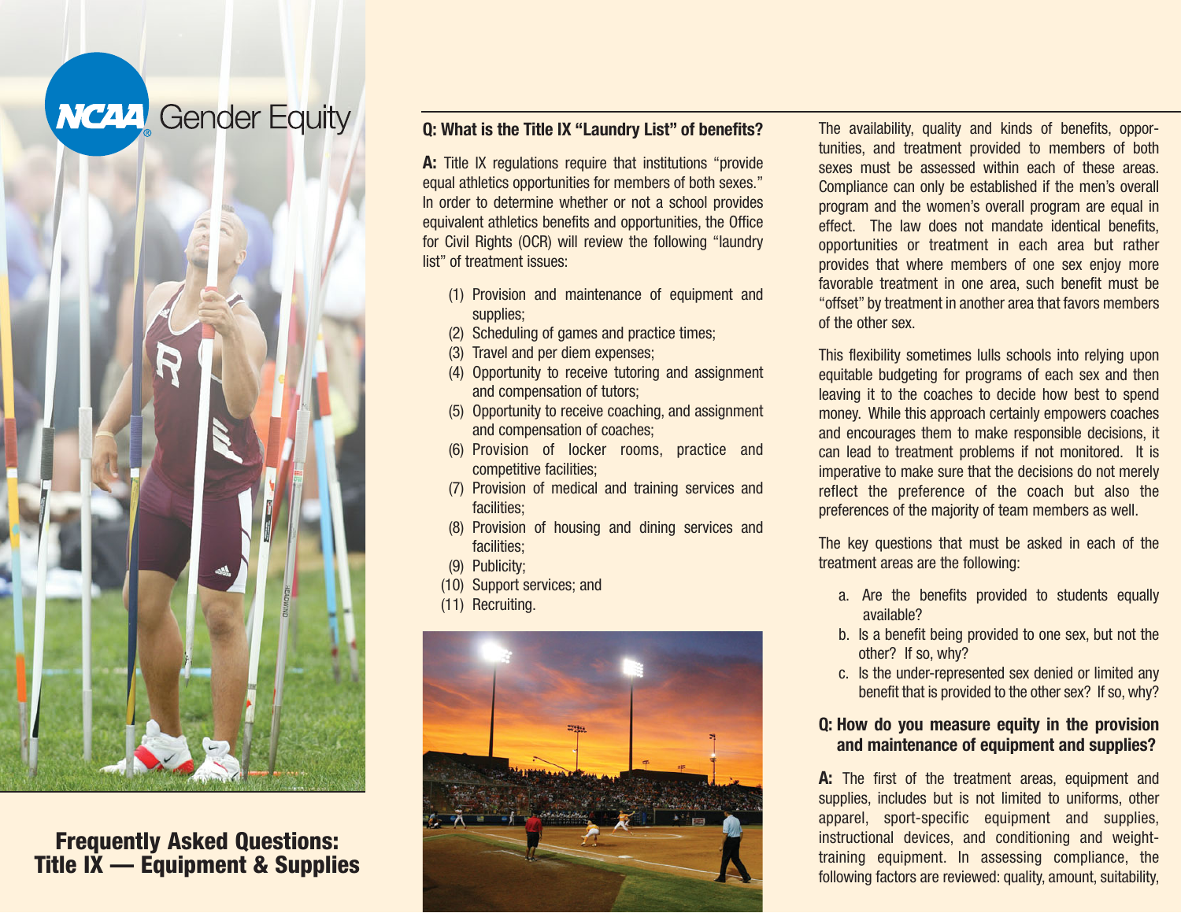NCAA Gender Equity

# Frequently Asked Questions: Title IX — Equipment & Supplies

## Q: What is the Title IX "Laundry List" of benefits?

**A:** Title IX regulations require that institutions "provide equal athletics opportunities for members of both sexes." In order to determine whether or not a school provides equivalent athletics benefits and opportunities, the Office for Civil Rights (OCR) will review the following "laundry list" of treatment issues:

(1) Provision and maintenance of equipment and supplies;
(2) Scheduling of games and practice times;
(3) Travel and per diem expenses;
(4) Opportunity to receive tutoring and assignment and compensation of tutors;
(5) Opportunity to receive coaching, and assignment and compensation of coaches;
(6) Provision of locker rooms, practice and competitive facilities;
(7) Provision of medical and training services and facilities;
(8) Provision of housing and dining services and facilities;
(9) Publicity;
(10) Support services; and
(11) Recruiting.

The availability, quality and kinds of benefits, opportunities, and treatment provided to members of both sexes must be assessed within each of these areas. Compliance can only be established if the men's overall program and the women's overall program are equal in effect. The law does not mandate identical benefits, opportunities or treatment in each area but rather provides that where members of one sex enjoy more favorable treatment in one area, such benefit must be "offset" by treatment in another area that favors members of the other sex.

This flexibility sometimes lulls schools into relying upon equitable budgeting for programs of each sex and then leaving it to the coaches to decide how best to spend money. While this approach certainly empowers coaches and encourages them to make responsible decisions, it can lead to treatment problems if not monitored. It is imperative to make sure that the decisions do not merely reflect the preference of the coach but also the preferences of the majority of team members as well.

The key questions that must be asked in each of the treatment areas are the following:

a. Are the benefits provided to students equally available?
b. Is a benefit being provided to one sex, but not the other? If so, why?
c. Is the under-represented sex denied or limited any benefit that is provided to the other sex? If so, why?

## Q: How do you measure equity in the provision and maintenance of equipment and supplies?

**A:** The first of the treatment areas, equipment and supplies, includes but is not limited to uniforms, other apparel, sport-specific equipment and supplies, instructional devices, and conditioning and weight-training equipment. In assessing compliance, the following factors are reviewed: quality, amount, suitability,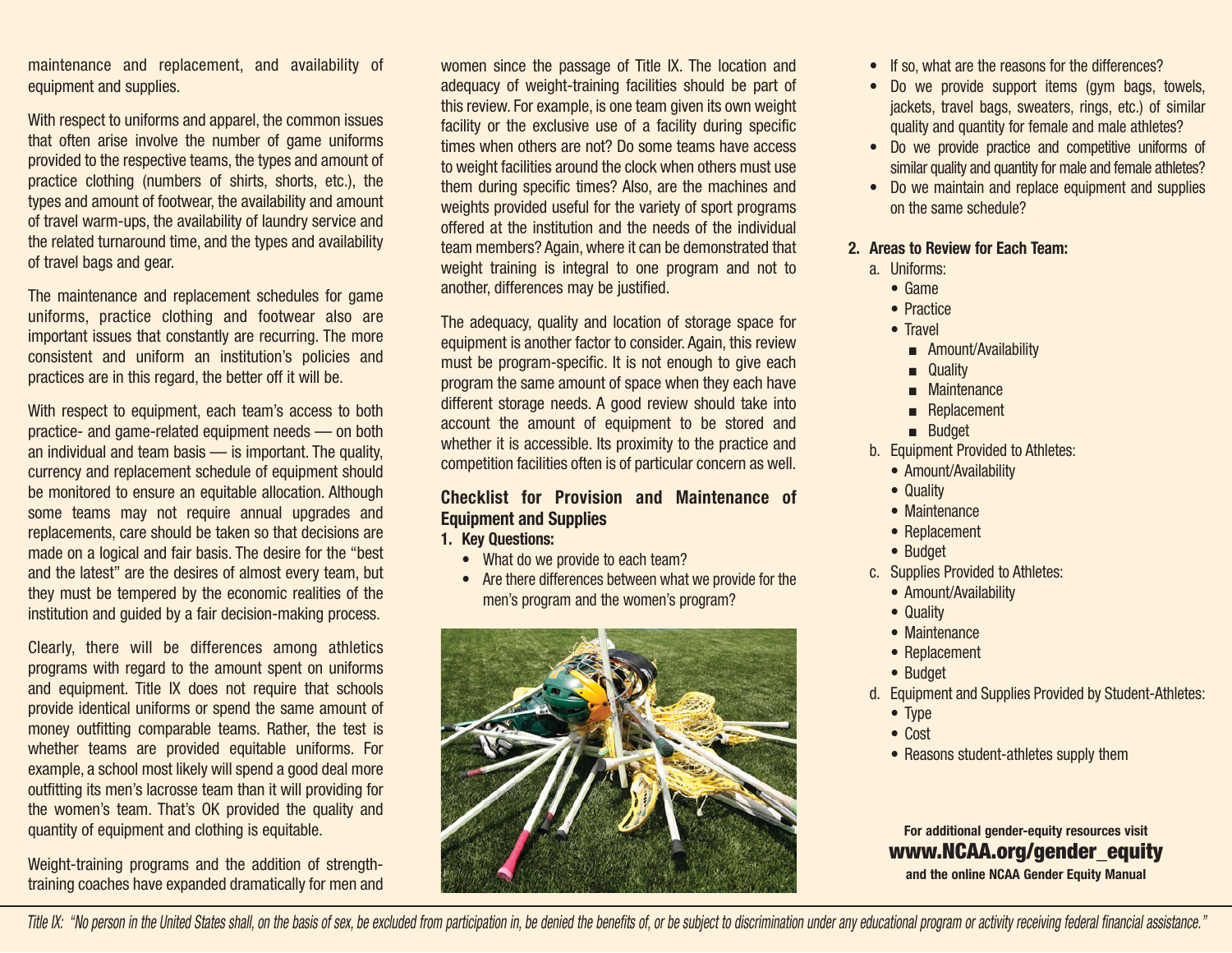maintenance and replacement, and availability of equipment and supplies.

With respect to uniforms and apparel, the common issues that often arise involve the number of game uniforms provided to the respective teams, the types and amount of practice clothing (numbers of shirts, shorts, etc.), the types and amount of footwear, the availability and amount of travel warm-ups, the availability of laundry service and the related turnaround time, and the types and availability of travel bags and gear.

The maintenance and replacement schedules for game uniforms, practice clothing and footwear also are important issues that constantly are recurring. The more consistent and uniform an institution's policies and practices are in this regard, the better off it will be.

With respect to equipment, each team's access to both practice- and game-related equipment needs — on both an individual and team basis — is important. The quality, currency and replacement schedule of equipment should be monitored to ensure an equitable allocation. Although some teams may not require annual upgrades and replacements, care should be taken so that decisions are made on a logical and fair basis. The desire for the "best and the latest" are the desires of almost every team, but they must be tempered by the economic realities of the institution and guided by a fair decision-making process.

Clearly, there will be differences among athletics programs with regard to the amount spent on uniforms and equipment. Title IX does not require that schools provide identical uniforms or spend the same amount of money outfitting comparable teams. Rather, the test is whether teams are provided equitable uniforms. For example, a school most likely will spend a good deal more outfitting its men's lacrosse team than it will providing for the women's team. That's OK provided the quality and quantity of equipment and clothing is equitable.

Weight-training programs and the addition of strength-training coaches have expanded dramatically for men and women since the passage of Title IX. The location and adequacy of weight-training facilities should be part of this review. For example, is one team given its own weight facility or the exclusive use of a facility during specific times when others are not? Do some teams have access to weight facilities around the clock when others must use them during specific times? Also, are the machines and weights provided useful for the variety of sport programs offered at the institution and the needs of the individual team members? Again, where it can be demonstrated that weight training is integral to one program and not to another, differences may be justified.

The adequacy, quality and location of storage space for equipment is another factor to consider. Again, this review must be program-specific. It is not enough to give each program the same amount of space when they each have different storage needs. A good review should take into account the amount of equipment to be stored and whether it is accessible. Its proximity to the practice and competition facilities often is of particular concern as well.

## Checklist for Provision and Maintenance of Equipment and Supplies

**1. Key Questions:**

- What do we provide to each team?
- Are there differences between what we provide for the men's program and the women's program?
- If so, what are the reasons for the differences?
- Do we provide support items (gym bags, towels, jackets, travel bags, sweaters, rings, etc.) of similar quality and quantity for female and male athletes?
- Do we provide practice and competitive uniforms of similar quality and quantity for male and female athletes?
- Do we maintain and replace equipment and supplies on the same schedule?

**2. Areas to Review for Each Team:**

a. Uniforms:
- Game
- Practice
- Travel
  - Amount/Availability
  - Quality
  - Maintenance
  - Replacement
  - Budget

b. Equipment Provided to Athletes:
- Amount/Availability
- Quality
- Maintenance
- Replacement
- Budget

c. Supplies Provided to Athletes:
- Amount/Availability
- Quality
- Maintenance
- Replacement
- Budget

d. Equipment and Supplies Provided by Student-Athletes:
- Type
- Cost
- Reasons student-athletes supply them

**For additional gender-equity resources visit**
**www.NCAA.org/gender_equity**
**and the online NCAA Gender Equity Manual**

*Title IX: "No person in the United States shall, on the basis of sex, be excluded from participation in, be denied the benefits of, or be subject to discrimination under any educational program or activity receiving federal financial assistance."*